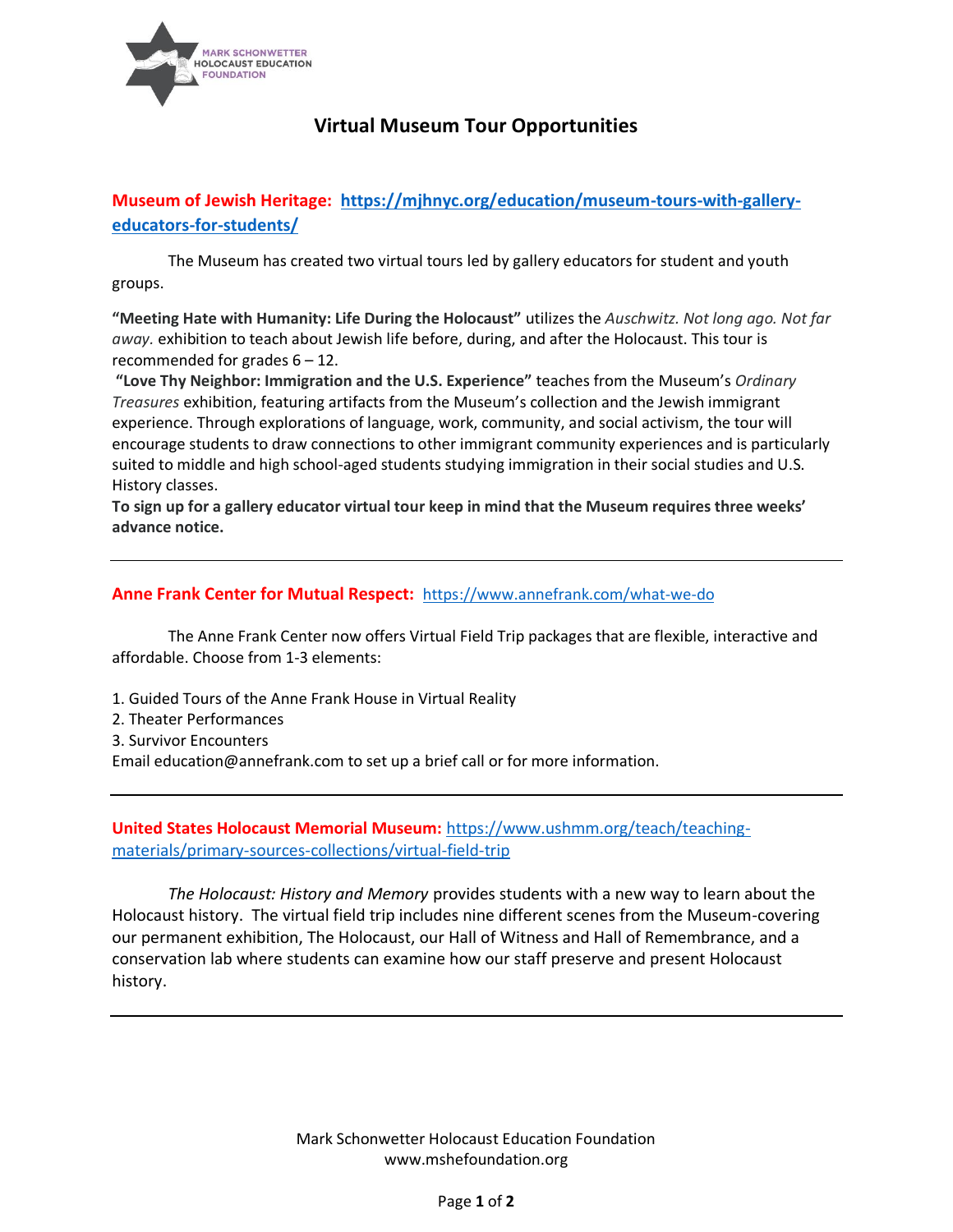MARK SCHONWETTER HOLOCAUST EDUCATION FOUNDATION

# Virtual Museum Tour Opportunities

## Museum of Jewish Heritage: https://mjhnyc.org/education/museum-tours-with-gallery-educators-for-students/

The Museum has created two virtual tours led by gallery educators for student and youth groups.

**"Meeting Hate with Humanity: Life During the Holocaust"** utilizes the *Auschwitz. Not long ago. Not far away.* exhibition to teach about Jewish life before, during, and after the Holocaust. This tour is recommended for grades 6 – 12.

**"Love Thy Neighbor: Immigration and the U.S. Experience"** teaches from the Museum's *Ordinary Treasures* exhibition, featuring artifacts from the Museum's collection and the Jewish immigrant experience. Through explorations of language, work, community, and social activism, the tour will encourage students to draw connections to other immigrant community experiences and is particularly suited to middle and high school-aged students studying immigration in their social studies and U.S. History classes.

**To sign up for a gallery educator virtual tour keep in mind that the Museum requires three weeks' advance notice.**

---

## Anne Frank Center for Mutual Respect: https://www.annefrank.com/what-we-do

The Anne Frank Center now offers Virtual Field Trip packages that are flexible, interactive and affordable. Choose from 1-3 elements:

1. Guided Tours of the Anne Frank House in Virtual Reality
2. Theater Performances
3. Survivor Encounters

Email education@annefrank.com to set up a brief call or for more information.

---

## United States Holocaust Memorial Museum: https://www.ushmm.org/teach/teaching-materials/primary-sources-collections/virtual-field-trip

*The Holocaust: History and Memory* provides students with a new way to learn about the Holocaust history. The virtual field trip includes nine different scenes from the Museum-covering our permanent exhibition, The Holocaust, our Hall of Witness and Hall of Remembrance, and a conservation lab where students can examine how our staff preserve and present Holocaust history.

---

Mark Schonwetter Holocaust Education Foundation
www.mshefoundation.org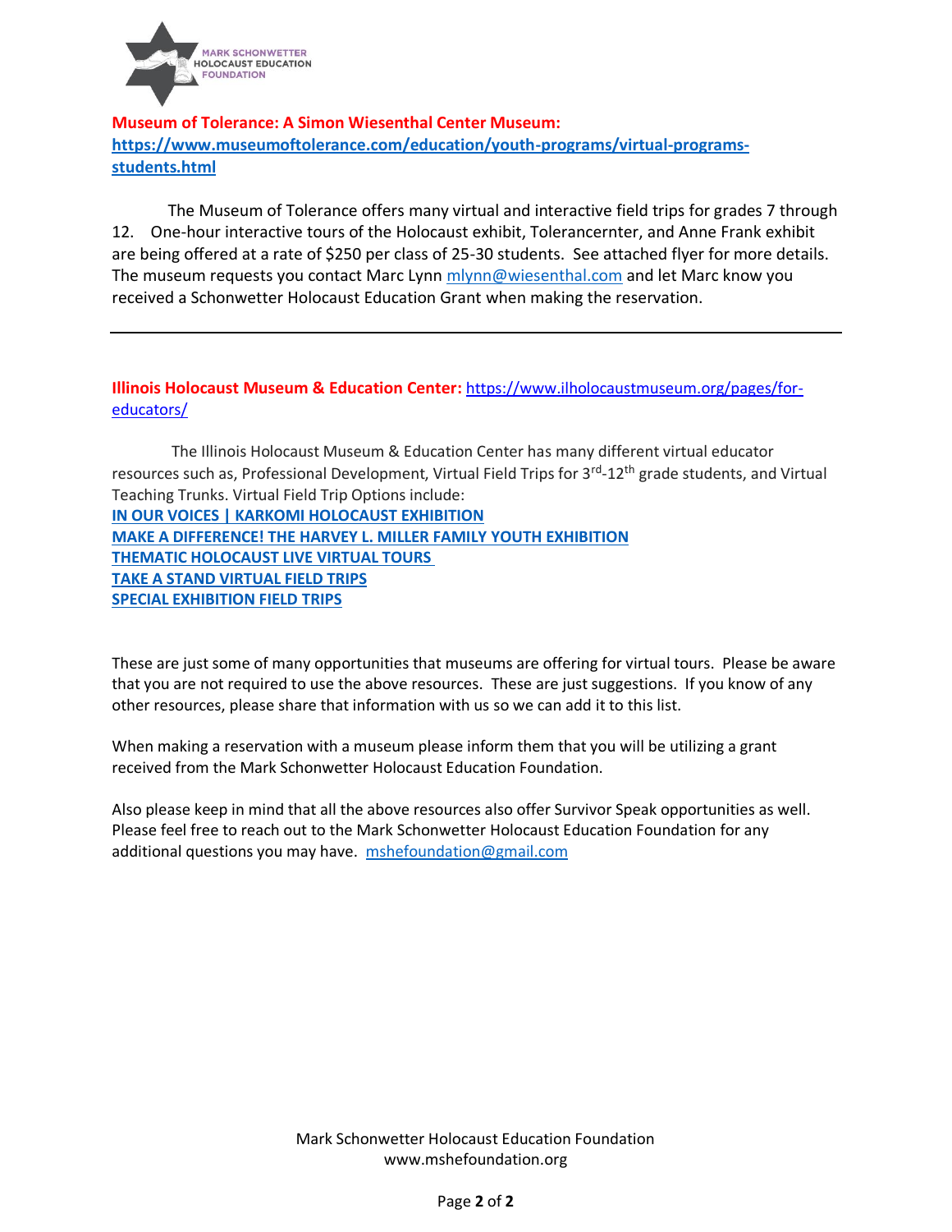**Museum of Tolerance: A Simon Wiesenthal Center Museum:** **https://www.museumoftolerance.com/education/youth-programs/virtual-programs-students.html**

The Museum of Tolerance offers many virtual and interactive field trips for grades 7 through 12. One-hour interactive tours of the Holocaust exhibit, Tolerancernter, and Anne Frank exhibit are being offered at a rate of $250 per class of 25-30 students. See attached flyer for more details. The museum requests you contact Marc Lynn mlynn@wiesenthal.com and let Marc know you received a Schonwetter Holocaust Education Grant when making the reservation.

---

**Illinois Holocaust Museum & Education Center:** https://www.ilholocaustmuseum.org/pages/for-educators/

The Illinois Holocaust Museum & Education Center has many different virtual educator resources such as, Professional Development, Virtual Field Trips for 3rd-12th grade students, and Virtual Teaching Trunks. Virtual Field Trip Options include:

**IN OUR VOICES | KARKOMI HOLOCAUST EXHIBITION**
**MAKE A DIFFERENCE! THE HARVEY L. MILLER FAMILY YOUTH EXHIBITION**
**THEMATIC HOLOCAUST LIVE VIRTUAL TOURS**
**TAKE A STAND VIRTUAL FIELD TRIPS**
**SPECIAL EXHIBITION FIELD TRIPS**

These are just some of many opportunities that museums are offering for virtual tours. Please be aware that you are not required to use the above resources. These are just suggestions. If you know of any other resources, please share that information with us so we can add it to this list.

When making a reservation with a museum please inform them that you will be utilizing a grant received from the Mark Schonwetter Holocaust Education Foundation.

Also please keep in mind that all the above resources also offer Survivor Speak opportunities as well. Please feel free to reach out to the Mark Schonwetter Holocaust Education Foundation for any additional questions you may have. mshefoundation@gmail.com